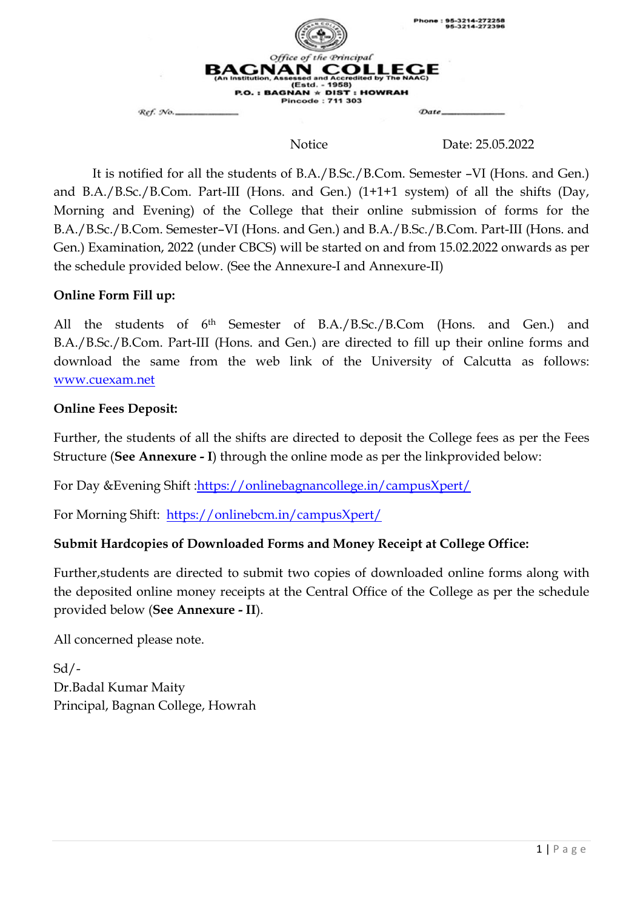Phone : 95-3214-272258
95-3214-272396

*Office of the Principal*

# BAGNAN COLLEGE

(An Institution, Assessed and Accredited by The NAAC)
(Estd. - 1958)
P.O. : BAGNAN ★ DIST : HOWRAH
Pincode : 711 303

*Ref. No.*\_\_\_\_\_\_\_\_\_\_\_\_ *Date*\_\_\_\_\_\_\_\_\_\_\_\_

Notice Date: 25.05.2022

It is notified for all the students of B.A./B.Sc./B.Com. Semester –VI (Hons. and Gen.) and B.A./B.Sc./B.Com. Part-III (Hons. and Gen.) (1+1+1 system) of all the shifts (Day, Morning and Evening) of the College that their online submission of forms for the B.A./B.Sc./B.Com. Semester–VI (Hons. and Gen.) and B.A./B.Sc./B.Com. Part-III (Hons. and Gen.) Examination, 2022 (under CBCS) will be started on and from 15.02.2022 onwards as per the schedule provided below. (See the Annexure-I and Annexure-II)

**Online Form Fill up:**

All the students of 6th Semester of B.A./B.Sc./B.Com (Hons. and Gen.) and B.A./B.Sc./B.Com. Part-III (Hons. and Gen.) are directed to fill up their online forms and download the same from the web link of the University of Calcutta as follows: www.cuexam.net

**Online Fees Deposit:**

Further, the students of all the shifts are directed to deposit the College fees as per the Fees Structure (**See Annexure - I**) through the online mode as per the linkprovided below:

For Day &Evening Shift :https://onlinebagnancollege.in/campusXpert/

For Morning Shift: https://onlinebcm.in/campusXpert/

**Submit Hardcopies of Downloaded Forms and Money Receipt at College Office:**

Further,students are directed to submit two copies of downloaded online forms along with the deposited online money receipts at the Central Office of the College as per the schedule provided below (**See Annexure - II**).

All concerned please note.

Sd/-
Dr.Badal Kumar Maity
Principal, Bagnan College, Howrah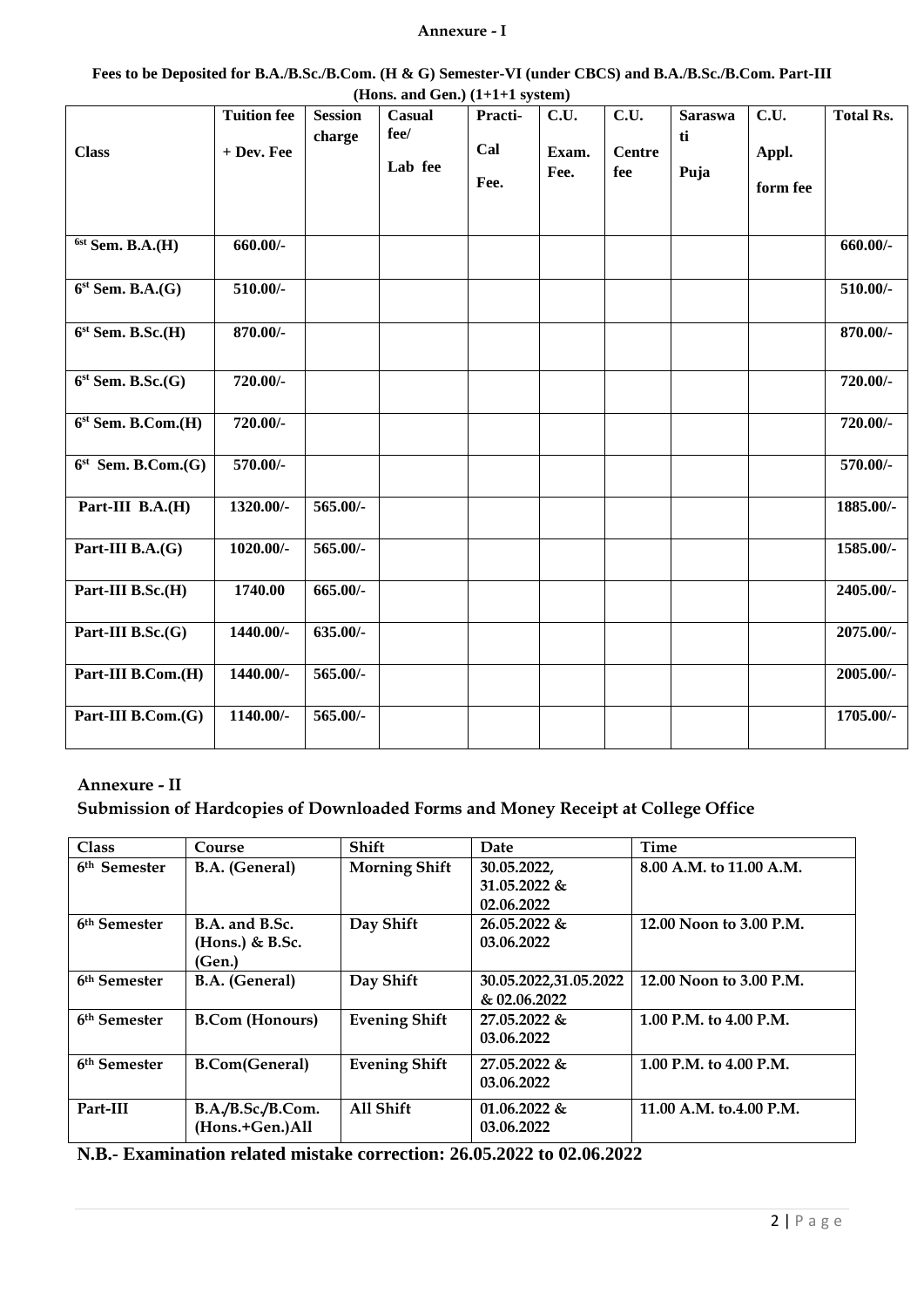**Annexure - I**

**Fees to be Deposited for B.A./B.Sc./B.Com. (H & G) Semester-VI (under CBCS) and B.A./B.Sc./B.Com. Part-III (Hons. and Gen.) (1+1+1 system)**

| Class | Tuition fee + Dev. Fee | Session charge | Casual fee/ Lab fee | Practi-Cal Fee. | C.U. Exam. Fee. | C.U. Centre fee | Saraswati Puja | C.U. Appl. form fee | Total Rs. |
|---|---|---|---|---|---|---|---|---|---|
| 6st Sem. B.A.(H) | 660.00/- | | | | | | | | 660.00/- |
| 6st Sem. B.A.(G) | 510.00/- | | | | | | | | 510.00/- |
| 6st Sem. B.Sc.(H) | 870.00/- | | | | | | | | 870.00/- |
| 6st Sem. B.Sc.(G) | 720.00/- | | | | | | | | 720.00/- |
| 6st Sem. B.Com.(H) | 720.00/- | | | | | | | | 720.00/- |
| 6st Sem. B.Com.(G) | 570.00/- | | | | | | | | 570.00/- |
| Part-III B.A.(H) | 1320.00/- | 565.00/- | | | | | | | 1885.00/- |
| Part-III B.A.(G) | 1020.00/- | 565.00/- | | | | | | | 1585.00/- |
| Part-III B.Sc.(H) | 1740.00 | 665.00/- | | | | | | | 2405.00/- |
| Part-III B.Sc.(G) | 1440.00/- | 635.00/- | | | | | | | 2075.00/- |
| Part-III B.Com.(H) | 1440.00/- | 565.00/- | | | | | | | 2005.00/- |
| Part-III B.Com.(G) | 1140.00/- | 565.00/- | | | | | | | 1705.00/- |

**Annexure - II**

**Submission of Hardcopies of Downloaded Forms and Money Receipt at College Office**

| Class | Course | Shift | Date | Time |
|---|---|---|---|---|
| 6th Semester | B.A. (General) | Morning Shift | 30.05.2022, 31.05.2022 & 02.06.2022 | 8.00 A.M. to 11.00 A.M. |
| 6th Semester | B.A. and B.Sc. (Hons.) & B.Sc. (Gen.) | Day Shift | 26.05.2022 & 03.06.2022 | 12.00 Noon to 3.00 P.M. |
| 6th Semester | B.A. (General) | Day Shift | 30.05.2022,31.05.2022 & 02.06.2022 | 12.00 Noon to 3.00 P.M. |
| 6th Semester | B.Com (Honours) | Evening Shift | 27.05.2022 & 03.06.2022 | 1.00 P.M. to 4.00 P.M. |
| 6th Semester | B.Com(General) | Evening Shift | 27.05.2022 & 03.06.2022 | 1.00 P.M. to 4.00 P.M. |
| Part-III | B.A./B.Sc./B.Com. (Hons.+Gen.)All | All Shift | 01.06.2022 & 03.06.2022 | 11.00 A.M. to.4.00 P.M. |

**N.B.- Examination related mistake correction: 26.05.2022 to 02.06.2022**